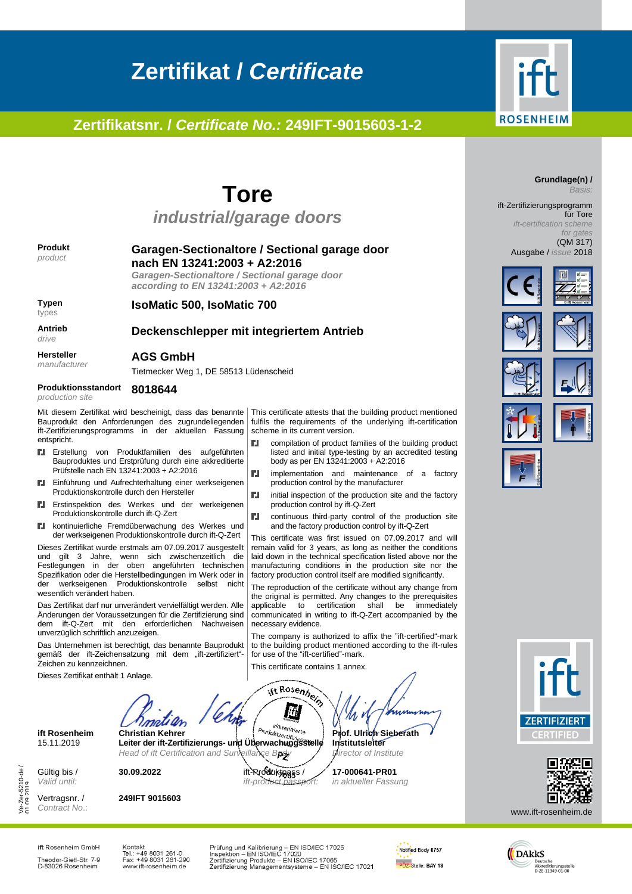# Zertifikat / *Certificate*

## Zertifikatsnr. / *Certificate No.:* 249IFT-9015603-1-2

ift ROSENHEIM

**Grundlage(n) /** *Basis:*

ift-Zertifizierungsprogramm für Tore
*ift-certification scheme for gates*
(QM 317)
Ausgabe / *issue* 2018

# Tore

## *industrial/garage doors*

**Produkt** *product*
**Garagen-Sectionaltore / Sectional garage door nach EN 13241:2003 + A2:2016**
***Garagen-Sectionaltore / Sectional garage door according to EN 13241:2003 + A2:2016***

**Typen** *types*
**IsoMatic 500, IsoMatic 700**

**Antrieb** *drive*
**Deckenschlepper mit integriertem Antrieb**

**Hersteller** *manufacturer*
**AGS GmbH**
Tietmecker Weg 1, DE 58513 Lüdenscheid

**Produktionsstandort** *production site*
**8018644**

Mit diesem Zertifikat wird bescheinigt, dass das benannte Bauprodukt den Anforderungen des zugrundeliegenden ift-Zertifizierungsprogramms in der aktuellen Fassung entspricht.

- Erstellung von Produktfamilien des aufgeführten Bauproduktes und Erstprüfung durch eine akkreditierte Prüfstelle nach EN 13241:2003 + A2:2016
- Einführung und Aufrechterhaltung einer werkseigenen Produktionskontrolle durch den Hersteller
- Erstinspektion des Werkes und der werkeigenen Produktionskontrolle durch ift-Q-Zert
- kontinuierliche Fremdüberwachung des Werkes und der werkseigenen Produktionskontrolle durch ift-Q-Zert

Dieses Zertifikat wurde erstmals am 07.09.2017 ausgestellt und gilt 3 Jahre, wenn sich zwischenzeitlich die Festlegungen in der oben angeführten technischen Spezifikation oder die Herstellbedingungen im Werk oder in der werkseigenen Produktionskontrolle selbst nicht wesentlich verändert haben.

Das Zertifikat darf nur unverändert vervielfältigt werden. Alle Änderungen der Voraussetzungen für die Zertifizierung sind dem ift-Q-Zert mit den erforderlichen Nachweisen unverzüglich schriftlich anzuzeigen.

Das Unternehmen ist berechtigt, das benannte Bauprodukt gemäß der ift-Zeichensatzung mit dem „ift-zertifiziert"-Zeichen zu kennzeichnen.

Dieses Zertifikat enthält 1 Anlage.

This certificate attests that the building product mentioned fulfils the requirements of the underlying ift-certification scheme in its current version.

- compilation of product families of the building product listed and initial type-testing by an accredited testing body as per EN 13241:2003 + A2:2016
- implementation and maintenance of a factory production control by the manufacturer
- initial inspection of the production site and the factory production control by ift-Q-Zert
- continuous third-party control of the production site and the factory production control by ift-Q-Zert

This certificate was first issued on 07.09.2017 and will remain valid for 3 years, as long as neither the conditions laid down in the technical specification listed above nor the manufacturing conditions in the production site nor the factory production control itself are modified significantly.

The reproduction of the certificate without any change from the original is permitted. Any changes to the prerequisites applicable to certification shall be immediately communicated in writing to ift-Q-Zert accompanied by the necessary evidence.

The company is authorized to affix the "ift-certified"-mark to the building product mentioned according to the ift-rules for use of the "ift-certified"-mark.

This certificate contains 1 annex.

**ift Rosenheim**
15.11.2019

**Christian Kehrer**
**Leiter der ift-Zertifizierungs- und Überwachungsstelle**
*Head of ift Certification and Surveillance Body*

**Prof. Ulrich Sieberath**
**Institutsleiter**
*Director of Institute*

Gültig bis / *Valid until:* **30.09.2022**

ift-Produktpass / *ift-product passport:* **17-000641-PR01** *in aktueller Fassung*

Vertragsnr. / *Contract No.:* **249IFT 9015603**

ift ZERTIFIZIERT CERTIFIED

www.ift-rosenheim.de

Ve-Zer-5210-de / 01.09.2019

ift Rosenheim GmbH
Theodor-Gietl-Str. 7-9
D-83026 Rosenheim

Kontakt
Tel.: +49 8031 261-0
Fax: +49 8031 261-290
www.ift-rosenheim.de

Prüfung und Kalibrierung – EN ISO/IEC 17025
Inspektion – EN ISO/IEC 17020
Zertifizierung Produkte – EN ISO/IEC 17065
Zertifizierung Managementsysteme – EN ISO/IEC 17021

Notified Body 0757
PÜZ-Stelle: BAY 18

DAkkS Deutsche Akkreditierungsstelle D-ZE-11349-01-00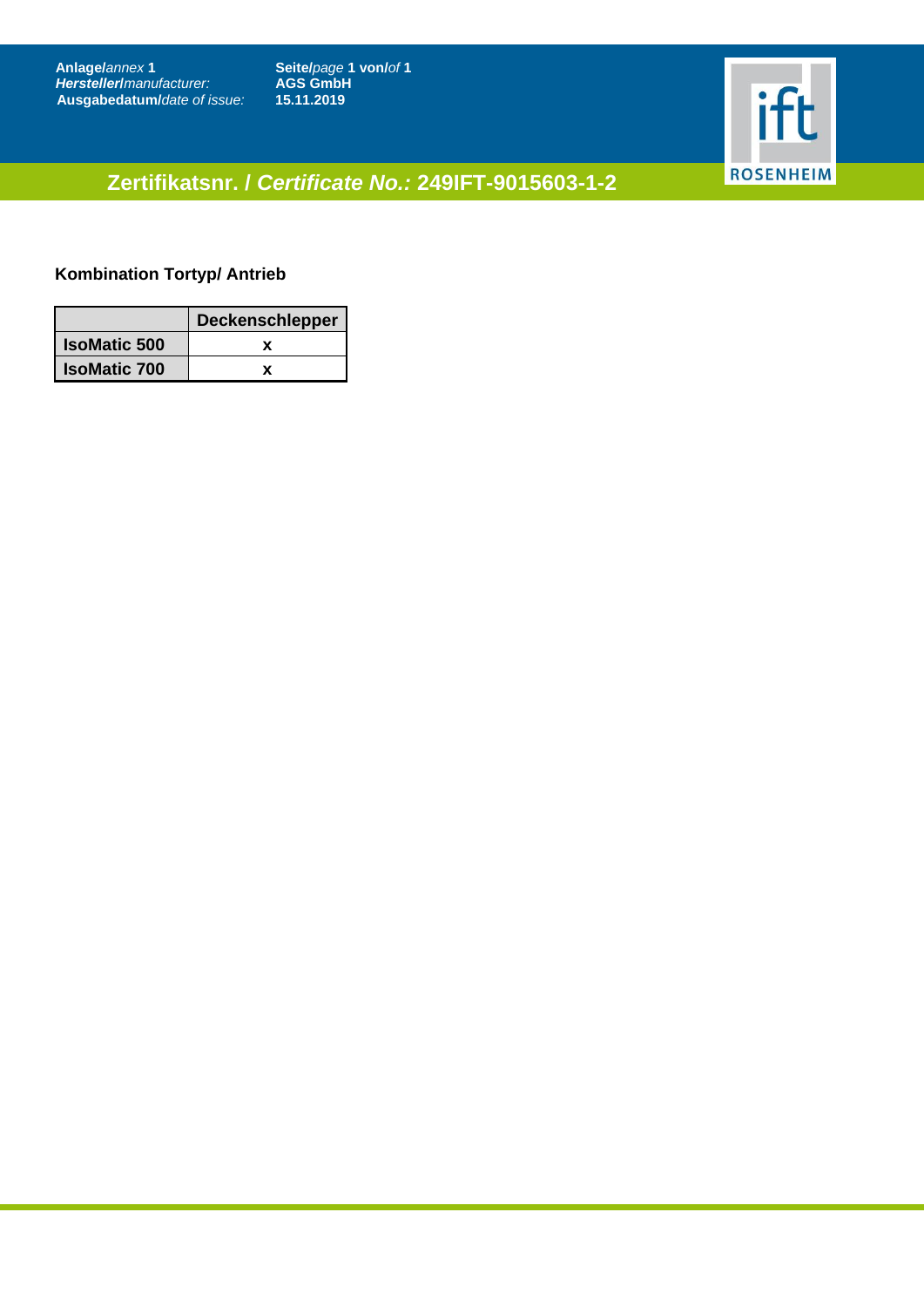**Anlage**/*annex* **1** **Seite**/*page* **1 von**/*of* **1**
***Hersteller***/*manufacturer:* **AGS GmbH**
**Ausgabedatum**/*date of issue:* **15.11.2019**

## Zertifikatsnr. / *Certificate No.:* 249IFT-9015603-1-2

**Kombination Tortyp/ Antrieb**

| | Deckenschlepper |
|---|---|
| **IsoMatic 500** | x |
| **IsoMatic 700** | x |